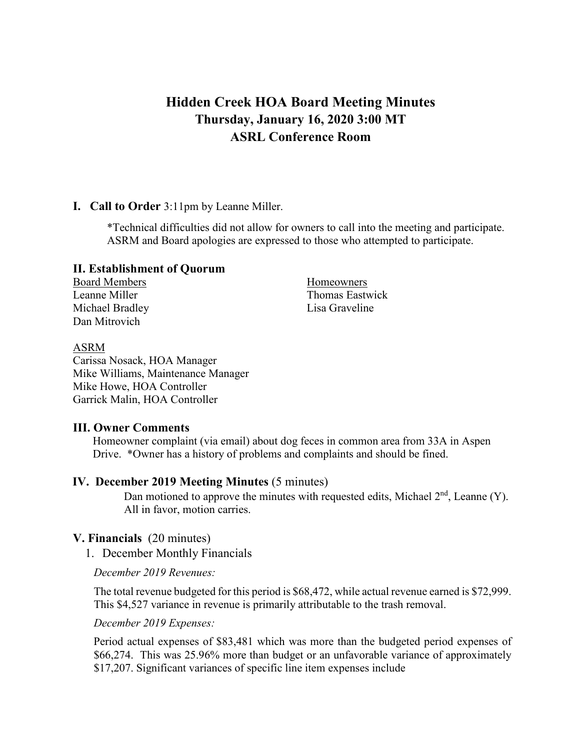# Hidden Creek HOA Board Meeting Minutes
## Thursday, January 16, 2020 3:00 MT
## ASRL Conference Room

**I. Call to Order** 3:11pm by Leanne Miller.

*Technical difficulties did not allow for owners to call into the meeting and participate. ASRM and Board apologies are expressed to those who attempted to participate.

### II. Establishment of Quorum

Board Members
Leanne Miller
Michael Bradley
Dan Mitrovich

Homeowners
Thomas Eastwick
Lisa Graveline

ASRM
Carissa Nosack, HOA Manager
Mike Williams, Maintenance Manager
Mike Howe, HOA Controller
Garrick Malin, HOA Controller

### III. Owner Comments

Homeowner complaint (via email) about dog feces in common area from 33A in Aspen Drive. *Owner has a history of problems and complaints and should be fined.

### IV. December 2019 Meeting Minutes (5 minutes)

Dan motioned to approve the minutes with requested edits, Michael 2nd, Leanne (Y). All in favor, motion carries.

### V. Financials (20 minutes)

1. December Monthly Financials

*December 2019 Revenues:*

The total revenue budgeted for this period is $68,472, while actual revenue earned is $72,999. This $4,527 variance in revenue is primarily attributable to the trash removal.

*December 2019 Expenses:*

Period actual expenses of $83,481 which was more than the budgeted period expenses of $66,274. This was 25.96% more than budget or an unfavorable variance of approximately $17,207. Significant variances of specific line item expenses include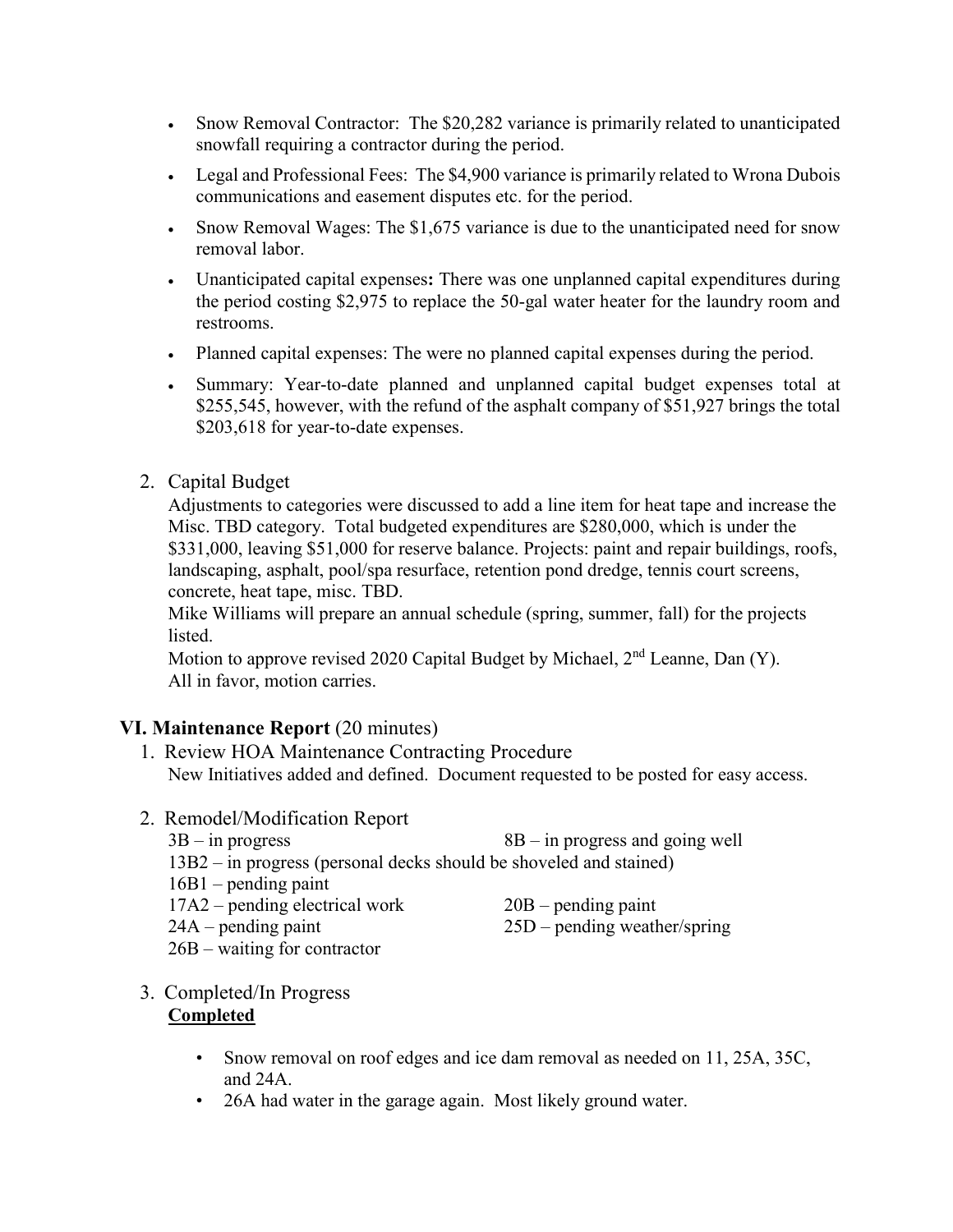- Snow Removal Contractor: The $20,282 variance is primarily related to unanticipated snowfall requiring a contractor during the period.
- Legal and Professional Fees: The $4,900 variance is primarily related to Wrona Dubois communications and easement disputes etc. for the period.
- Snow Removal Wages: The $1,675 variance is due to the unanticipated need for snow removal labor.
- Unanticipated capital expenses**:** There was one unplanned capital expenditures during the period costing $2,975 to replace the 50-gal water heater for the laundry room and restrooms.
- Planned capital expenses: The were no planned capital expenses during the period.
- Summary: Year-to-date planned and unplanned capital budget expenses total at $255,545, however, with the refund of the asphalt company of $51,927 brings the total $203,618 for year-to-date expenses.

2. Capital Budget

   Adjustments to categories were discussed to add a line item for heat tape and increase the Misc. TBD category. Total budgeted expenditures are $280,000, which is under the $331,000, leaving $51,000 for reserve balance. Projects: paint and repair buildings, roofs, landscaping, asphalt, pool/spa resurface, retention pond dredge, tennis court screens, concrete, heat tape, misc. TBD.

   Mike Williams will prepare an annual schedule (spring, summer, fall) for the projects listed.

   Motion to approve revised 2020 Capital Budget by Michael, 2nd Leanne, Dan (Y). All in favor, motion carries.

## VI. Maintenance Report (20 minutes)

1. Review HOA Maintenance Contracting Procedure

   New Initiatives added and defined. Document requested to be posted for easy access.

2. Remodel/Modification Report

   3B – in progress
   8B – in progress and going well
   13B2 – in progress (personal decks should be shoveled and stained)
   16B1 – pending paint
   17A2 – pending electrical work
   20B – pending paint
   24A – pending paint
   25D – pending weather/spring
   26B – waiting for contractor

3. Completed/In Progress

   **Completed**

   - Snow removal on roof edges and ice dam removal as needed on 11, 25A, 35C, and 24A.
   - 26A had water in the garage again. Most likely ground water.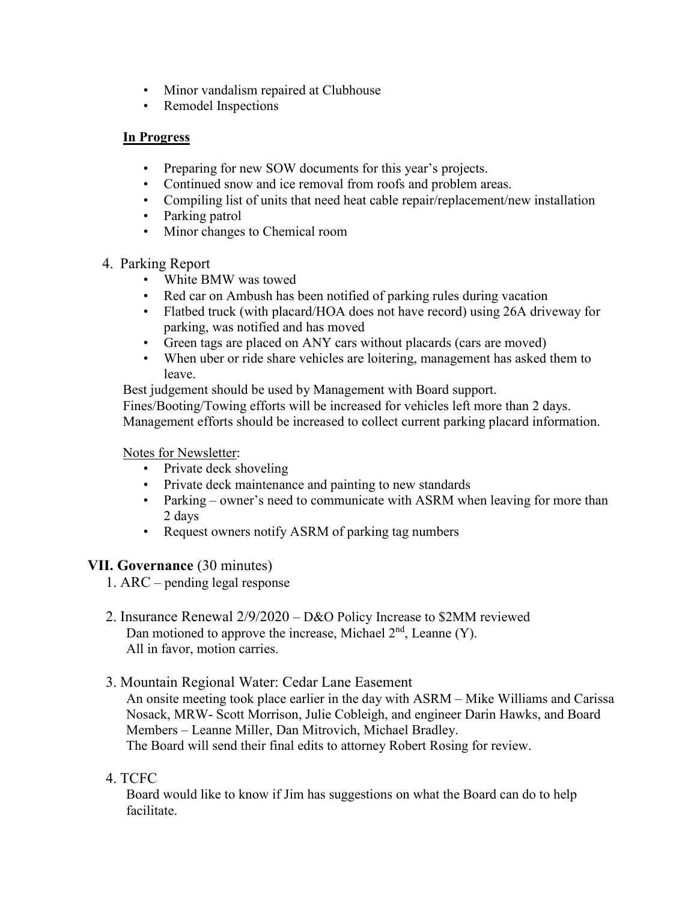- Minor vandalism repaired at Clubhouse
- Remodel Inspections

**In Progress**

- Preparing for new SOW documents for this year's projects.
- Continued snow and ice removal from roofs and problem areas.
- Compiling list of units that need heat cable repair/replacement/new installation
- Parking patrol
- Minor changes to Chemical room

4. Parking Report
   - White BMW was towed
   - Red car on Ambush has been notified of parking rules during vacation
   - Flatbed truck (with placard/HOA does not have record) using 26A driveway for parking, was notified and has moved
   - Green tags are placed on ANY cars without placards (cars are moved)
   - When uber or ride share vehicles are loitering, management has asked them to leave.

   Best judgement should be used by Management with Board support.
   Fines/Booting/Towing efforts will be increased for vehicles left more than 2 days.
   Management efforts should be increased to collect current parking placard information.

   Notes for Newsletter:
   - Private deck shoveling
   - Private deck maintenance and painting to new standards
   - Parking – owner's need to communicate with ASRM when leaving for more than 2 days
   - Request owners notify ASRM of parking tag numbers

## VII. Governance (30 minutes)

1. ARC – pending legal response

2. Insurance Renewal 2/9/2020 – D&O Policy Increase to $2MM reviewed
   Dan motioned to approve the increase, Michael 2nd, Leanne (Y).
   All in favor, motion carries.

3. Mountain Regional Water: Cedar Lane Easement
   An onsite meeting took place earlier in the day with ASRM – Mike Williams and Carissa Nosack, MRW- Scott Morrison, Julie Cobleigh, and engineer Darin Hawks, and Board Members – Leanne Miller, Dan Mitrovich, Michael Bradley.
   The Board will send their final edits to attorney Robert Rosing for review.

4. TCFC
   Board would like to know if Jim has suggestions on what the Board can do to help facilitate.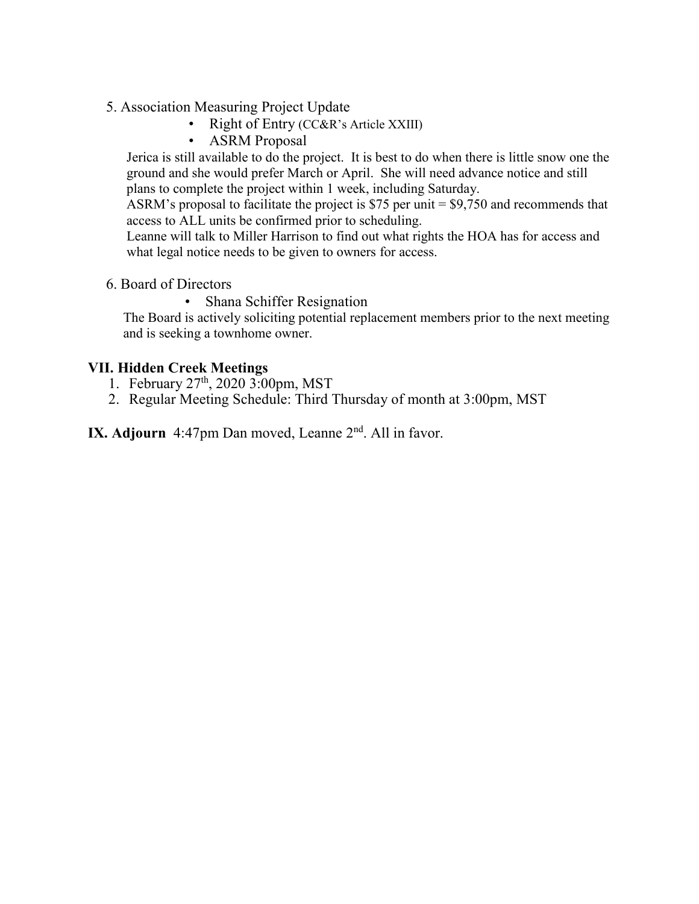5. Association Measuring Project Update
    - Right of Entry (CC&R's Article XXIII)
    - ASRM Proposal

Jerica is still available to do the project. It is best to do when there is little snow one the ground and she would prefer March or April. She will need advance notice and still plans to complete the project within 1 week, including Saturday.
ASRM's proposal to facilitate the project is $75 per unit = $9,750 and recommends that access to ALL units be confirmed prior to scheduling.
Leanne will talk to Miller Harrison to find out what rights the HOA has for access and what legal notice needs to be given to owners for access.

6. Board of Directors
    - Shana Schiffer Resignation

The Board is actively soliciting potential replacement members prior to the next meeting and is seeking a townhome owner.

**VII. Hidden Creek Meetings**

1. February 27th, 2020 3:00pm, MST
2. Regular Meeting Schedule: Third Thursday of month at 3:00pm, MST

**IX. Adjourn** 4:47pm Dan moved, Leanne 2nd. All in favor.